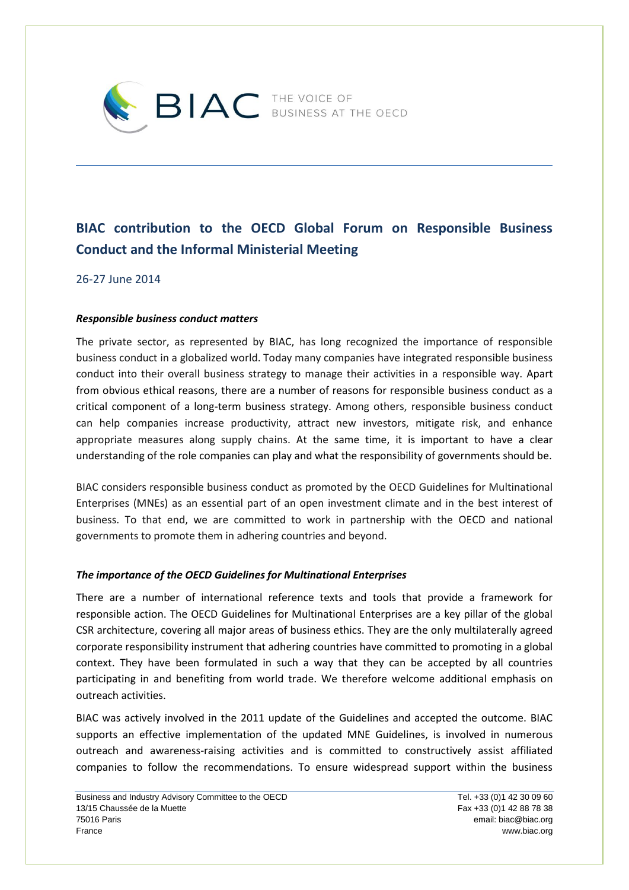# BIAC contribution to the OECD Global Forum on Responsible Business Conduct and the Informal Ministerial Meeting

26-27 June 2014

### *Responsible business conduct matters*

The private sector, as represented by BIAC, has long recognized the importance of responsible business conduct in a globalized world. Today many companies have integrated responsible business conduct into their overall business strategy to manage their activities in a responsible way. Apart from obvious ethical reasons, there are a number of reasons for responsible business conduct as a critical component of a long-term business strategy. Among others, responsible business conduct can help companies increase productivity, attract new investors, mitigate risk, and enhance appropriate measures along supply chains. At the same time, it is important to have a clear understanding of the role companies can play and what the responsibility of governments should be.

BIAC considers responsible business conduct as promoted by the OECD Guidelines for Multinational Enterprises (MNEs) as an essential part of an open investment climate and in the best interest of business. To that end, we are committed to work in partnership with the OECD and national governments to promote them in adhering countries and beyond.

### *The importance of the OECD Guidelines for Multinational Enterprises*

There are a number of international reference texts and tools that provide a framework for responsible action. The OECD Guidelines for Multinational Enterprises are a key pillar of the global CSR architecture, covering all major areas of business ethics. They are the only multilaterally agreed corporate responsibility instrument that adhering countries have committed to promoting in a global context. They have been formulated in such a way that they can be accepted by all countries participating in and benefiting from world trade. We therefore welcome additional emphasis on outreach activities.

BIAC was actively involved in the 2011 update of the Guidelines and accepted the outcome. BIAC supports an effective implementation of the updated MNE Guidelines, is involved in numerous outreach and awareness-raising activities and is committed to constructively assist affiliated companies to follow the recommendations. To ensure widespread support within the business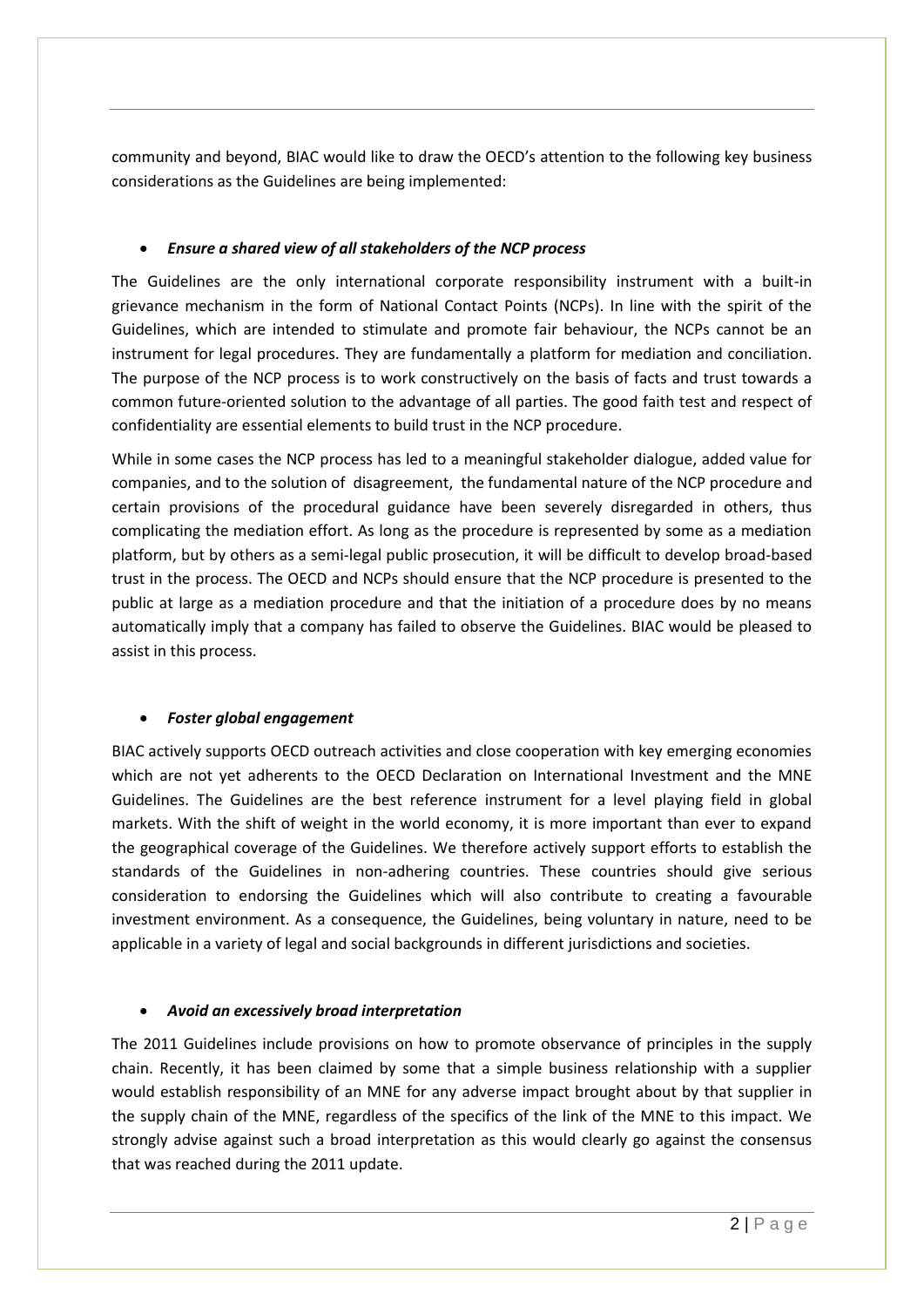community and beyond, BIAC would like to draw the OECD's attention to the following key business considerations as the Guidelines are being implemented:

- ***Ensure a shared view of all stakeholders of the NCP process***

The Guidelines are the only international corporate responsibility instrument with a built-in grievance mechanism in the form of National Contact Points (NCPs). In line with the spirit of the Guidelines, which are intended to stimulate and promote fair behaviour, the NCPs cannot be an instrument for legal procedures. They are fundamentally a platform for mediation and conciliation. The purpose of the NCP process is to work constructively on the basis of facts and trust towards a common future-oriented solution to the advantage of all parties. The good faith test and respect of confidentiality are essential elements to build trust in the NCP procedure.

While in some cases the NCP process has led to a meaningful stakeholder dialogue, added value for companies, and to the solution of disagreement, the fundamental nature of the NCP procedure and certain provisions of the procedural guidance have been severely disregarded in others, thus complicating the mediation effort. As long as the procedure is represented by some as a mediation platform, but by others as a semi-legal public prosecution, it will be difficult to develop broad-based trust in the process. The OECD and NCPs should ensure that the NCP procedure is presented to the public at large as a mediation procedure and that the initiation of a procedure does by no means automatically imply that a company has failed to observe the Guidelines. BIAC would be pleased to assist in this process.

- ***Foster global engagement***

BIAC actively supports OECD outreach activities and close cooperation with key emerging economies which are not yet adherents to the OECD Declaration on International Investment and the MNE Guidelines. The Guidelines are the best reference instrument for a level playing field in global markets. With the shift of weight in the world economy, it is more important than ever to expand the geographical coverage of the Guidelines. We therefore actively support efforts to establish the standards of the Guidelines in non-adhering countries. These countries should give serious consideration to endorsing the Guidelines which will also contribute to creating a favourable investment environment. As a consequence, the Guidelines, being voluntary in nature, need to be applicable in a variety of legal and social backgrounds in different jurisdictions and societies.

- ***Avoid an excessively broad interpretation***

The 2011 Guidelines include provisions on how to promote observance of principles in the supply chain. Recently, it has been claimed by some that a simple business relationship with a supplier would establish responsibility of an MNE for any adverse impact brought about by that supplier in the supply chain of the MNE, regardless of the specifics of the link of the MNE to this impact. We strongly advise against such a broad interpretation as this would clearly go against the consensus that was reached during the 2011 update.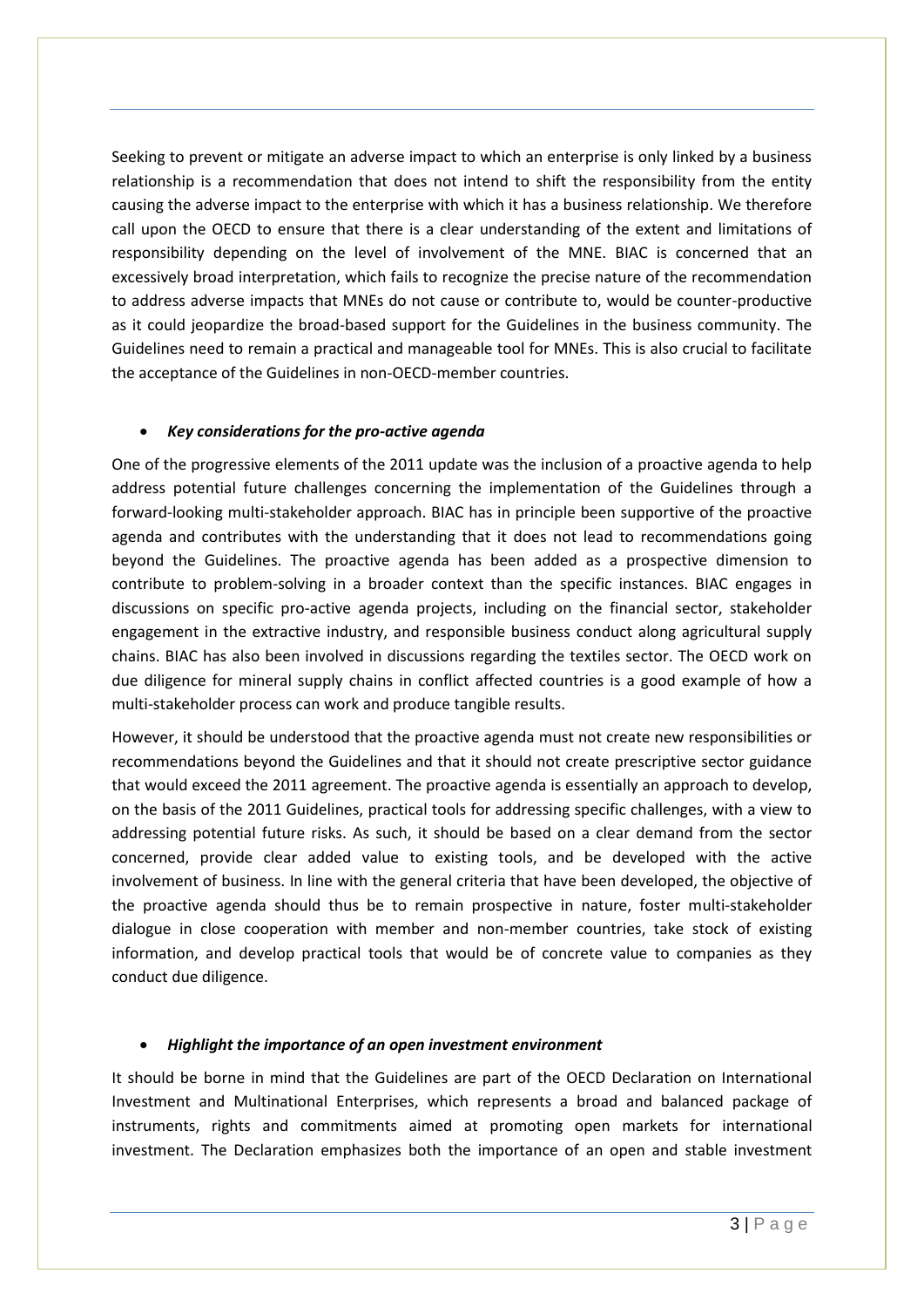Seeking to prevent or mitigate an adverse impact to which an enterprise is only linked by a business relationship is a recommendation that does not intend to shift the responsibility from the entity causing the adverse impact to the enterprise with which it has a business relationship. We therefore call upon the OECD to ensure that there is a clear understanding of the extent and limitations of responsibility depending on the level of involvement of the MNE. BIAC is concerned that an excessively broad interpretation, which fails to recognize the precise nature of the recommendation to address adverse impacts that MNEs do not cause or contribute to, would be counter-productive as it could jeopardize the broad-based support for the Guidelines in the business community. The Guidelines need to remain a practical and manageable tool for MNEs. This is also crucial to facilitate the acceptance of the Guidelines in non-OECD-member countries.

- ***Key considerations for the pro-active agenda***

One of the progressive elements of the 2011 update was the inclusion of a proactive agenda to help address potential future challenges concerning the implementation of the Guidelines through a forward-looking multi-stakeholder approach. BIAC has in principle been supportive of the proactive agenda and contributes with the understanding that it does not lead to recommendations going beyond the Guidelines. The proactive agenda has been added as a prospective dimension to contribute to problem-solving in a broader context than the specific instances. BIAC engages in discussions on specific pro-active agenda projects, including on the financial sector, stakeholder engagement in the extractive industry, and responsible business conduct along agricultural supply chains. BIAC has also been involved in discussions regarding the textiles sector. The OECD work on due diligence for mineral supply chains in conflict affected countries is a good example of how a multi-stakeholder process can work and produce tangible results.

However, it should be understood that the proactive agenda must not create new responsibilities or recommendations beyond the Guidelines and that it should not create prescriptive sector guidance that would exceed the 2011 agreement. The proactive agenda is essentially an approach to develop, on the basis of the 2011 Guidelines, practical tools for addressing specific challenges, with a view to addressing potential future risks. As such, it should be based on a clear demand from the sector concerned, provide clear added value to existing tools, and be developed with the active involvement of business. In line with the general criteria that have been developed, the objective of the proactive agenda should thus be to remain prospective in nature, foster multi-stakeholder dialogue in close cooperation with member and non-member countries, take stock of existing information, and develop practical tools that would be of concrete value to companies as they conduct due diligence.

- ***Highlight the importance of an open investment environment***

It should be borne in mind that the Guidelines are part of the OECD Declaration on International Investment and Multinational Enterprises, which represents a broad and balanced package of instruments, rights and commitments aimed at promoting open markets for international investment. The Declaration emphasizes both the importance of an open and stable investment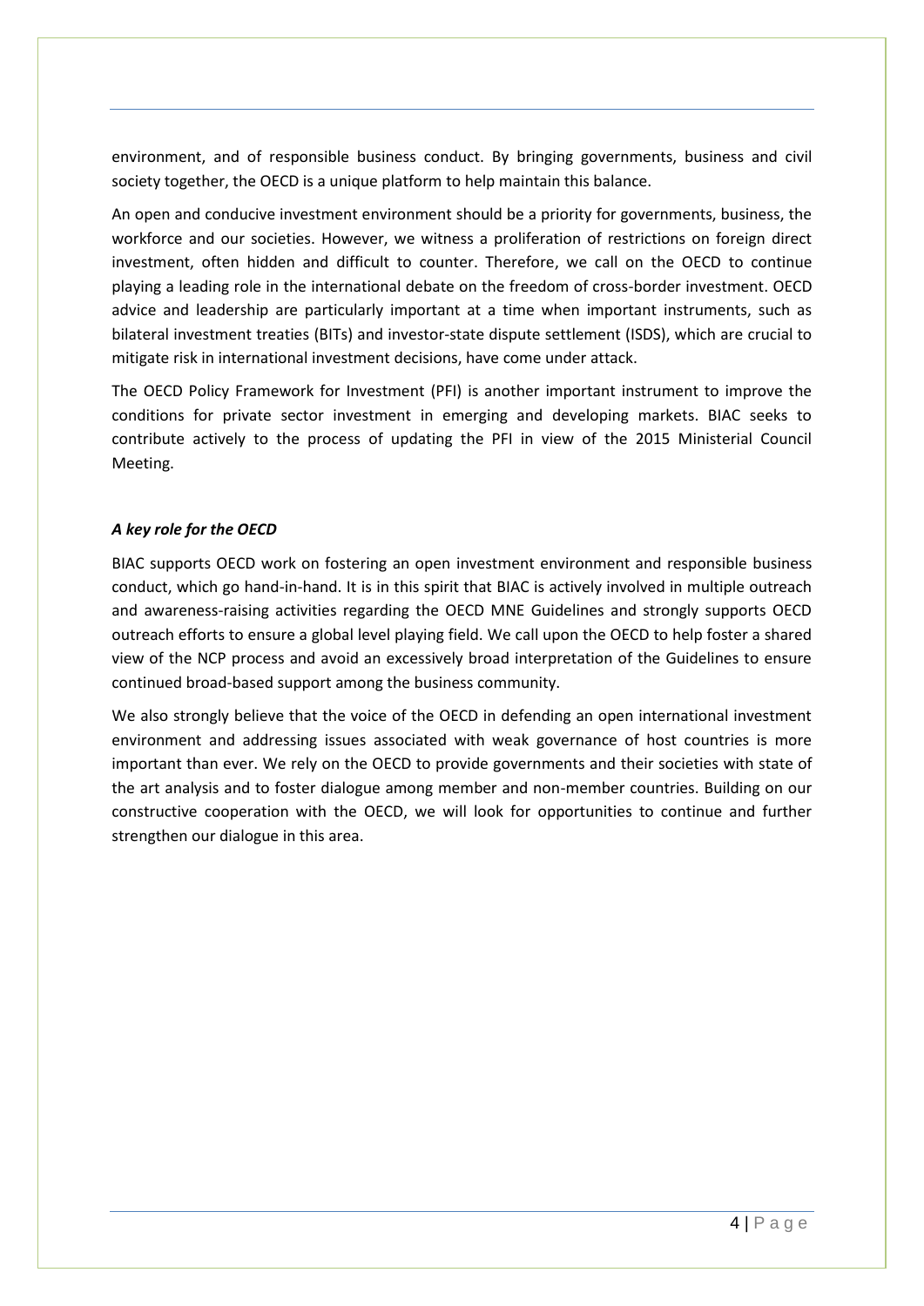environment, and of responsible business conduct. By bringing governments, business and civil society together, the OECD is a unique platform to help maintain this balance.

An open and conducive investment environment should be a priority for governments, business, the workforce and our societies. However, we witness a proliferation of restrictions on foreign direct investment, often hidden and difficult to counter. Therefore, we call on the OECD to continue playing a leading role in the international debate on the freedom of cross-border investment. OECD advice and leadership are particularly important at a time when important instruments, such as bilateral investment treaties (BITs) and investor-state dispute settlement (ISDS), which are crucial to mitigate risk in international investment decisions, have come under attack.

The OECD Policy Framework for Investment (PFI) is another important instrument to improve the conditions for private sector investment in emerging and developing markets. BIAC seeks to contribute actively to the process of updating the PFI in view of the 2015 Ministerial Council Meeting.

***A key role for the OECD***

BIAC supports OECD work on fostering an open investment environment and responsible business conduct, which go hand-in-hand. It is in this spirit that BIAC is actively involved in multiple outreach and awareness-raising activities regarding the OECD MNE Guidelines and strongly supports OECD outreach efforts to ensure a global level playing field. We call upon the OECD to help foster a shared view of the NCP process and avoid an excessively broad interpretation of the Guidelines to ensure continued broad-based support among the business community.

We also strongly believe that the voice of the OECD in defending an open international investment environment and addressing issues associated with weak governance of host countries is more important than ever. We rely on the OECD to provide governments and their societies with state of the art analysis and to foster dialogue among member and non-member countries. Building on our constructive cooperation with the OECD, we will look for opportunities to continue and further strengthen our dialogue in this area.